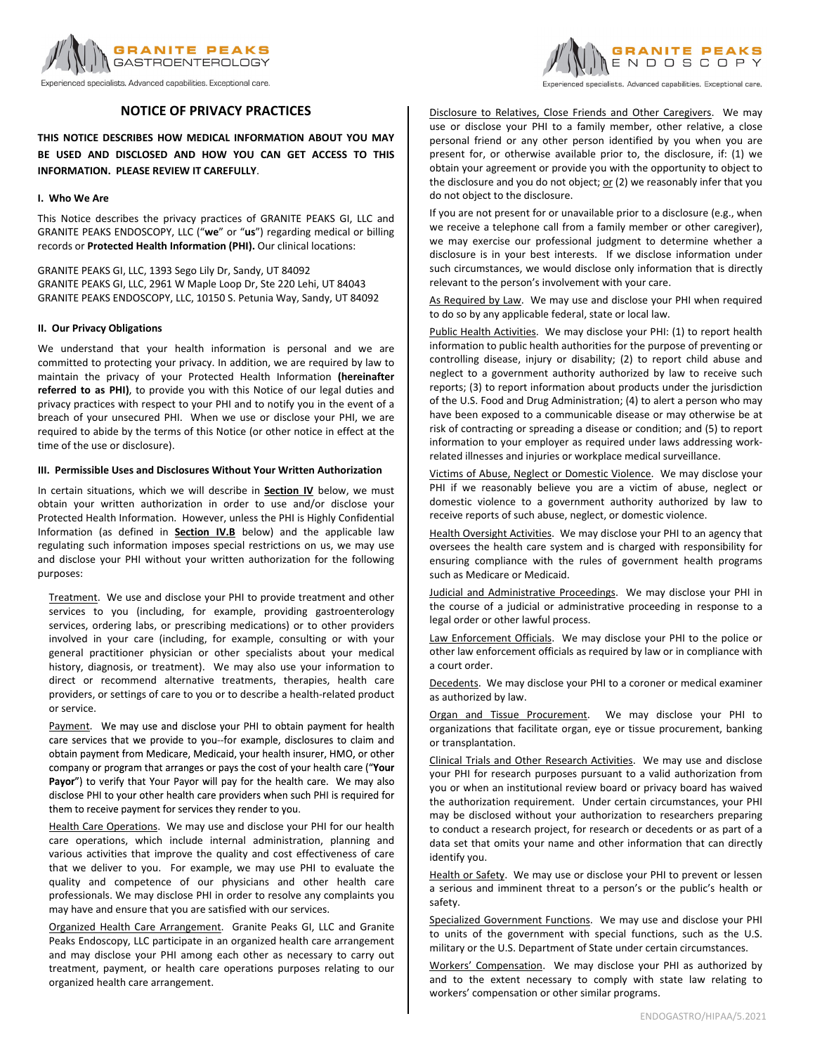# NOTICE OF PRIVACY PRACTICES

**THIS NOTICE DESCRIBES HOW MEDICAL INFORMATION ABOUT YOU MAY BE USED AND DISCLOSED AND HOW YOU CAN GET ACCESS TO THIS INFORMATION. PLEASE REVIEW IT CAREFULLY**.

## I. Who We Are

This Notice describes the privacy practices of GRANITE PEAKS GI, LLC and GRANITE PEAKS ENDOSCOPY, LLC ("**we**" or "**us**") regarding medical or billing records or **Protected Health Information (PHI).** Our clinical locations:

GRANITE PEAKS GI, LLC, 1393 Sego Lily Dr, Sandy, UT 84092
GRANITE PEAKS GI, LLC, 2961 W Maple Loop Dr, Ste 220 Lehi, UT 84043
GRANITE PEAKS ENDOSCOPY, LLC, 10150 S. Petunia Way, Sandy, UT 84092

## II. Our Privacy Obligations

We understand that your health information is personal and we are committed to protecting your privacy. In addition, we are required by law to maintain the privacy of your Protected Health Information **(hereinafter referred to as PHI)**, to provide you with this Notice of our legal duties and privacy practices with respect to your PHI and to notify you in the event of a breach of your unsecured PHI. When we use or disclose your PHI, we are required to abide by the terms of this Notice (or other notice in effect at the time of the use or disclosure).

## III. Permissible Uses and Disclosures Without Your Written Authorization

In certain situations, which we will describe in **Section IV** below, we must obtain your written authorization in order to use and/or disclose your Protected Health Information. However, unless the PHI is Highly Confidential Information (as defined in **Section IV.B** below) and the applicable law regulating such information imposes special restrictions on us, we may use and disclose your PHI without your written authorization for the following purposes:

Treatment. We use and disclose your PHI to provide treatment and other services to you (including, for example, providing gastroenterology services, ordering labs, or prescribing medications) or to other providers involved in your care (including, for example, consulting or with your general practitioner physician or other specialists about your medical history, diagnosis, or treatment). We may also use your information to direct or recommend alternative treatments, therapies, health care providers, or settings of care to you or to describe a health-related product or service.

Payment. We may use and disclose your PHI to obtain payment for health care services that we provide to you--for example, disclosures to claim and obtain payment from Medicare, Medicaid, your health insurer, HMO, or other company or program that arranges or pays the cost of your health care ("**Your Payor**") to verify that Your Payor will pay for the health care. We may also disclose PHI to your other health care providers when such PHI is required for them to receive payment for services they render to you.

Health Care Operations. We may use and disclose your PHI for our health care operations, which include internal administration, planning and various activities that improve the quality and cost effectiveness of care that we deliver to you. For example, we may use PHI to evaluate the quality and competence of our physicians and other health care professionals. We may disclose PHI in order to resolve any complaints you may have and ensure that you are satisfied with our services.

Organized Health Care Arrangement. Granite Peaks GI, LLC and Granite Peaks Endoscopy, LLC participate in an organized health care arrangement and may disclose your PHI among each other as necessary to carry out treatment, payment, or health care operations purposes relating to our organized health care arrangement.

Disclosure to Relatives, Close Friends and Other Caregivers. We may use or disclose your PHI to a family member, other relative, a close personal friend or any other person identified by you when you are present for, or otherwise available prior to, the disclosure, if: (1) we obtain your agreement or provide you with the opportunity to object to the disclosure and you do not object; or (2) we reasonably infer that you do not object to the disclosure.

If you are not present for or unavailable prior to a disclosure (e.g., when we receive a telephone call from a family member or other caregiver), we may exercise our professional judgment to determine whether a disclosure is in your best interests. If we disclose information under such circumstances, we would disclose only information that is directly relevant to the person's involvement with your care.

As Required by Law. We may use and disclose your PHI when required to do so by any applicable federal, state or local law.

Public Health Activities. We may disclose your PHI: (1) to report health information to public health authorities for the purpose of preventing or controlling disease, injury or disability; (2) to report child abuse and neglect to a government authority authorized by law to receive such reports; (3) to report information about products under the jurisdiction of the U.S. Food and Drug Administration; (4) to alert a person who may have been exposed to a communicable disease or may otherwise be at risk of contracting or spreading a disease or condition; and (5) to report information to your employer as required under laws addressing work-related illnesses and injuries or workplace medical surveillance.

Victims of Abuse, Neglect or Domestic Violence. We may disclose your PHI if we reasonably believe you are a victim of abuse, neglect or domestic violence to a government authority authorized by law to receive reports of such abuse, neglect, or domestic violence.

Health Oversight Activities. We may disclose your PHI to an agency that oversees the health care system and is charged with responsibility for ensuring compliance with the rules of government health programs such as Medicare or Medicaid.

Judicial and Administrative Proceedings. We may disclose your PHI in the course of a judicial or administrative proceeding in response to a legal order or other lawful process.

Law Enforcement Officials. We may disclose your PHI to the police or other law enforcement officials as required by law or in compliance with a court order.

Decedents. We may disclose your PHI to a coroner or medical examiner as authorized by law.

Organ and Tissue Procurement. We may disclose your PHI to organizations that facilitate organ, eye or tissue procurement, banking or transplantation.

Clinical Trials and Other Research Activities. We may use and disclose your PHI for research purposes pursuant to a valid authorization from you or when an institutional review board or privacy board has waived the authorization requirement. Under certain circumstances, your PHI may be disclosed without your authorization to researchers preparing to conduct a research project, for research or decedents or as part of a data set that omits your name and other information that can directly identify you.

Health or Safety. We may use or disclose your PHI to prevent or lessen a serious and imminent threat to a person's or the public's health or safety.

Specialized Government Functions. We may use and disclose your PHI to units of the government with special functions, such as the U.S. military or the U.S. Department of State under certain circumstances.

Workers' Compensation. We may disclose your PHI as authorized by and to the extent necessary to comply with state law relating to workers' compensation or other similar programs.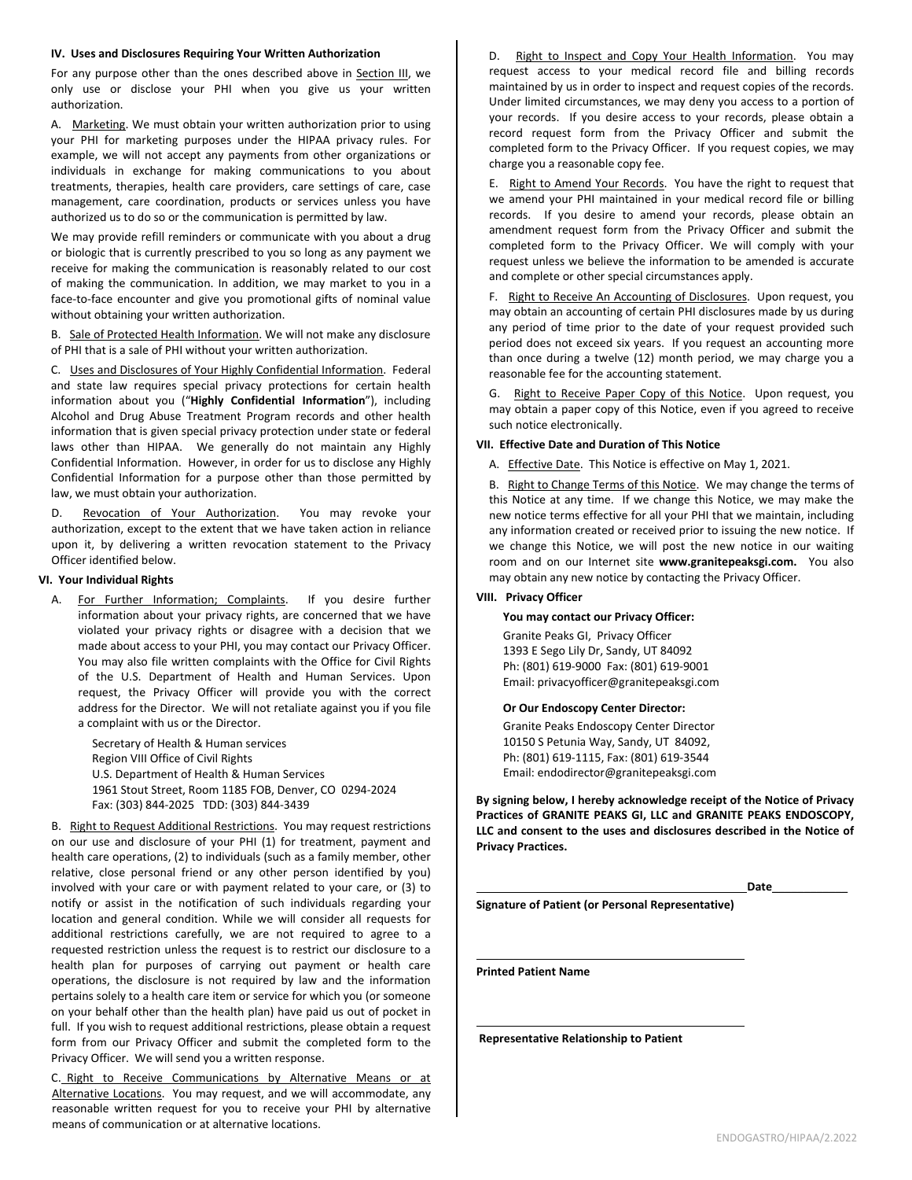### IV. Uses and Disclosures Requiring Your Written Authorization

For any purpose other than the ones described above in Section III, we only use or disclose your PHI when you give us your written authorization.

A. Marketing. We must obtain your written authorization prior to using your PHI for marketing purposes under the HIPAA privacy rules. For example, we will not accept any payments from other organizations or individuals in exchange for making communications to you about treatments, therapies, health care providers, care settings of care, case management, care coordination, products or services unless you have authorized us to do so or the communication is permitted by law.

We may provide refill reminders or communicate with you about a drug or biologic that is currently prescribed to you so long as any payment we receive for making the communication is reasonably related to our cost of making the communication. In addition, we may market to you in a face-to-face encounter and give you promotional gifts of nominal value without obtaining your written authorization.

B. Sale of Protected Health Information. We will not make any disclosure of PHI that is a sale of PHI without your written authorization.

C. Uses and Disclosures of Your Highly Confidential Information. Federal and state law requires special privacy protections for certain health information about you ("**Highly Confidential Information**"), including Alcohol and Drug Abuse Treatment Program records and other health information that is given special privacy protection under state or federal laws other than HIPAA. We generally do not maintain any Highly Confidential Information. However, in order for us to disclose any Highly Confidential Information for a purpose other than those permitted by law, we must obtain your authorization.

D. Revocation of Your Authorization. You may revoke your authorization, except to the extent that we have taken action in reliance upon it, by delivering a written revocation statement to the Privacy Officer identified below.

### VI. Your Individual Rights

A. For Further Information; Complaints. If you desire further information about your privacy rights, are concerned that we have violated your privacy rights or disagree with a decision that we made about access to your PHI, you may contact our Privacy Officer. You may also file written complaints with the Office for Civil Rights of the U.S. Department of Health and Human Services. Upon request, the Privacy Officer will provide you with the correct address for the Director. We will not retaliate against you if you file a complaint with us or the Director.

Secretary of Health & Human services
Region VIII Office of Civil Rights
U.S. Department of Health & Human Services
1961 Stout Street, Room 1185 FOB, Denver, CO 0294-2024
Fax: (303) 844-2025 TDD: (303) 844-3439

B. Right to Request Additional Restrictions. You may request restrictions on our use and disclosure of your PHI (1) for treatment, payment and health care operations, (2) to individuals (such as a family member, other relative, close personal friend or any other person identified by you) involved with your care or with payment related to your care, or (3) to notify or assist in the notification of such individuals regarding your location and general condition. While we will consider all requests for additional restrictions carefully, we are not required to agree to a requested restriction unless the request is to restrict our disclosure to a health plan for purposes of carrying out payment or health care operations, the disclosure is not required by law and the information pertains solely to a health care item or service for which you (or someone on your behalf other than the health plan) have paid us out of pocket in full. If you wish to request additional restrictions, please obtain a request form from our Privacy Officer and submit the completed form to the Privacy Officer. We will send you a written response.

C. Right to Receive Communications by Alternative Means or at Alternative Locations. You may request, and we will accommodate, any reasonable written request for you to receive your PHI by alternative means of communication or at alternative locations.

D. Right to Inspect and Copy Your Health Information. You may request access to your medical record file and billing records maintained by us in order to inspect and request copies of the records. Under limited circumstances, we may deny you access to a portion of your records. If you desire access to your records, please obtain a record request form from the Privacy Officer and submit the completed form to the Privacy Officer. If you request copies, we may charge you a reasonable copy fee.

E. Right to Amend Your Records. You have the right to request that we amend your PHI maintained in your medical record file or billing records. If you desire to amend your records, please obtain an amendment request form from the Privacy Officer and submit the completed form to the Privacy Officer. We will comply with your request unless we believe the information to be amended is accurate and complete or other special circumstances apply.

F. Right to Receive An Accounting of Disclosures. Upon request, you may obtain an accounting of certain PHI disclosures made by us during any period of time prior to the date of your request provided such period does not exceed six years. If you request an accounting more than once during a twelve (12) month period, we may charge you a reasonable fee for the accounting statement.

G. Right to Receive Paper Copy of this Notice. Upon request, you may obtain a paper copy of this Notice, even if you agreed to receive such notice electronically.

### VII. Effective Date and Duration of This Notice

A. Effective Date. This Notice is effective on May 1, 2021.

B. Right to Change Terms of this Notice. We may change the terms of this Notice at any time. If we change this Notice, we may make the new notice terms effective for all your PHI that we maintain, including any information created or received prior to issuing the new notice. If we change this Notice, we will post the new notice in our waiting room and on our Internet site **www.granitepeaksgi.com.** You also may obtain any new notice by contacting the Privacy Officer.

### VIII. Privacy Officer

**You may contact our Privacy Officer:**

Granite Peaks GI, Privacy Officer
1393 E Sego Lily Dr, Sandy, UT 84092
Ph: (801) 619-9000 Fax: (801) 619-9001
Email: privacyofficer@granitepeaksgi.com

**Or Our Endoscopy Center Director:**

Granite Peaks Endoscopy Center Director
10150 S Petunia Way, Sandy, UT 84092,
Ph: (801) 619-1115, Fax: (801) 619-3544
Email: endodirector@granitepeaksgi.com

**By signing below, I hereby acknowledge receipt of the Notice of Privacy Practices of GRANITE PEAKS GI, LLC and GRANITE PEAKS ENDOSCOPY, LLC and consent to the uses and disclosures described in the Notice of Privacy Practices.**

\_\_\_\_\_\_\_\_\_\_\_\_\_\_\_\_\_\_\_\_\_\_\_\_\_\_\_\_\_\_\_\_\_\_\_\_\_\_\_\_ **Date** \_\_\_\_\_\_\_\_\_\_\_\_

**Signature of Patient (or Personal Representative)**

\_\_\_\_\_\_\_\_\_\_\_\_\_\_\_\_\_\_\_\_\_\_\_\_\_\_\_\_\_\_\_\_\_\_\_\_\_\_\_\_

**Printed Patient Name**

\_\_\_\_\_\_\_\_\_\_\_\_\_\_\_\_\_\_\_\_\_\_\_\_\_\_\_\_\_\_\_\_\_\_\_\_\_\_\_\_

**Representative Relationship to Patient**

ENDOGASTRO/HIPAA/2.2022